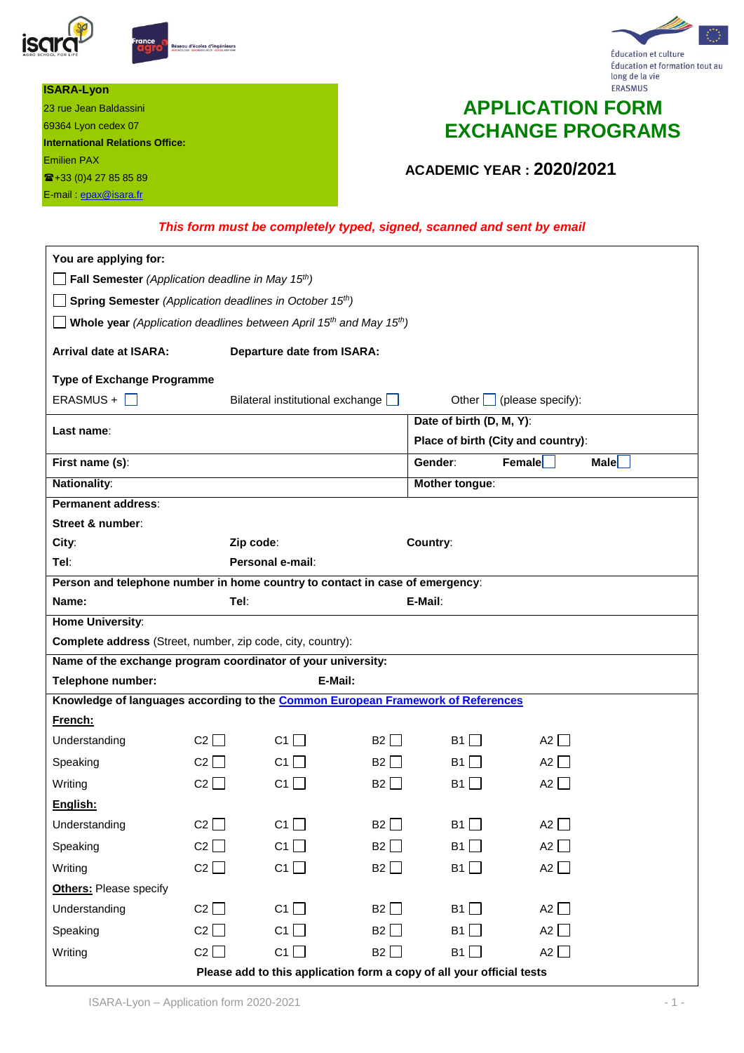**ISARA-Lyon**
23 rue Jean Baldassini
69364 Lyon cedex 07
**International Relations Office:**
Emilien PAX
☎+33 (0)4 27 85 85 89
E-mail : epax@isara.fr

Éducation et culture
Éducation et formation tout au long de la vie
ERASMUS

# APPLICATION FORM EXCHANGE PROGRAMS

## ACADEMIC YEAR : 2020/2021

***This form must be completely typed, signed, scanned and sent by email***

**You are applying for:**

☐ **Fall Semester** *(Application deadline in May 15th)*

☐ **Spring Semester** *(Application deadlines in October 15th)*

☐ **Whole year** *(Application deadlines between April 15th and May 15th)*

**Arrival date at ISARA:** **Departure date from ISARA:**

**Type of Exchange Programme**

ERASMUS + ☐ Bilateral institutional exchange ☐ Other ☐ (please specify):

| | |
|---|---|
| **Last name**: | **Date of birth (D, M, Y)**:<br>**Place of birth (City and country)**: |
| **First name (s)**: | **Gender**: **Female** ☐ **Male** ☐ |
| **Nationality**: | **Mother tongue**: |

**Permanent address**:

**Street & number**:

**City**: **Zip code**: **Country**:

**Tel**: **Personal e-mail**:

**Person and telephone number in home country to contact in case of emergency**:

**Name:** **Tel**: **E-Mail**:

**Home University**:

**Complete address** (Street, number, zip code, city, country):

**Name of the exchange program coordinator of your university:**

**Telephone number:** **E-Mail:**

**Knowledge of languages according to the Common European Framework of References**

| | C2 | C1 | B2 | B1 | A2 |
|---|---|---|---|---|---|
| **French:** | | | | | |
| Understanding | ☐ | ☐ | ☐ | ☐ | ☐ |
| Speaking | ☐ | ☐ | ☐ | ☐ | ☐ |
| Writing | ☐ | ☐ | ☐ | ☐ | ☐ |
| **English:** | | | | | |
| Understanding | ☐ | ☐ | ☐ | ☐ | ☐ |
| Speaking | ☐ | ☐ | ☐ | ☐ | ☐ |
| Writing | ☐ | ☐ | ☐ | ☐ | ☐ |
| **Others:** Please specify | | | | | |
| Understanding | ☐ | ☐ | ☐ | ☐ | ☐ |
| Speaking | ☐ | ☐ | ☐ | ☐ | ☐ |
| Writing | ☐ | ☐ | ☐ | ☐ | ☐ |

**Please add to this application form a copy of all your official tests**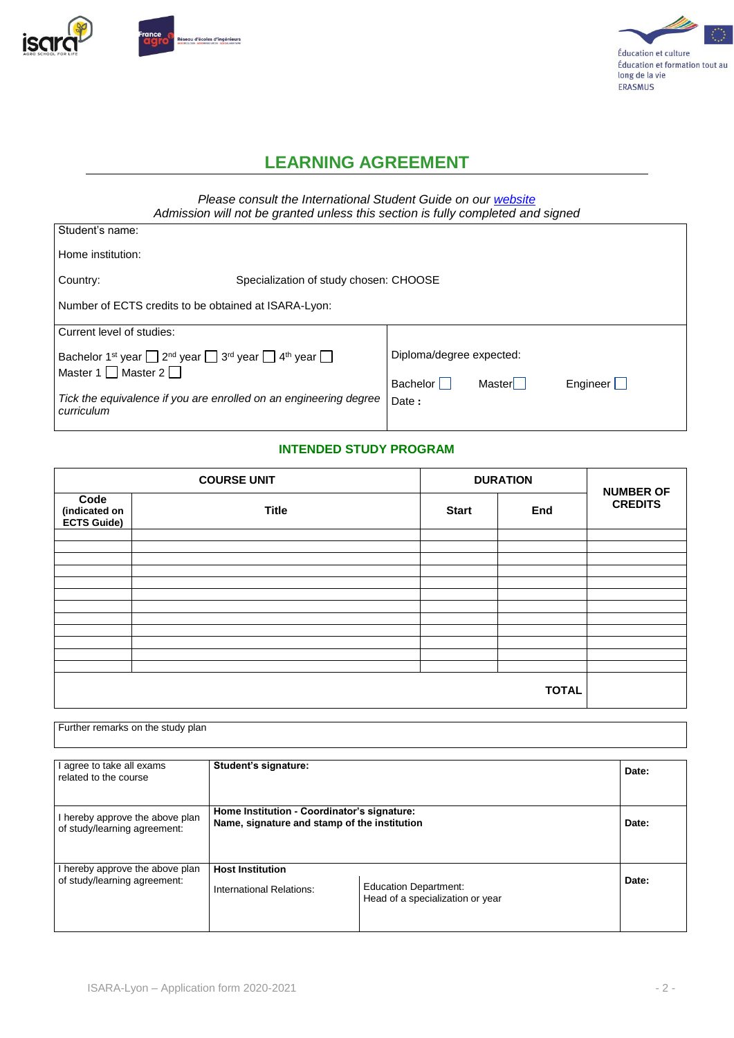# LEARNING AGREEMENT

*Please consult the International Student Guide on our [website](website)*
*Admission will not be granted unless this section is fully completed and signed*

Student's name:

Home institution:

Country: Specialization of study chosen: CHOOSE

Number of ECTS credits to be obtained at ISARA-Lyon:

| Current level of studies: | Diploma/degree expected: |
|---|---|
| Bachelor 1st year ☐ 2nd year ☐ 3rd year ☐ 4th year ☐<br>Master 1 ☐ Master 2 ☐<br>*Tick the equivalence if you are enrolled on an engineering degree curriculum* | Bachelor ☐ Master ☐ Engineer ☐<br>Date : |

## INTENDED STUDY PROGRAM

| COURSE UNIT | | DURATION | | NUMBER OF CREDITS |
|---|---|---|---|---|
| Code (indicated on ECTS Guide) | Title | Start | End | |
| | | | | |
| | | | | |
| | | | | |
| | | | | |
| | | | | |
| | | | | |
| | | | | |
| | | | | |
| | | | | |
| | | | | |
| | | | | |
| | | | | |
| | | | **TOTAL** | |

Further remarks on the study plan

| | | | |
|---|---|---|---|
| I agree to take all exams related to the course | **Student's signature:** | | **Date:** |
| I hereby approve the above plan of study/learning agreement: | **Home Institution - Coordinator's signature:**<br>**Name, signature and stamp of the institution** | | **Date:** |
| I hereby approve the above plan of study/learning agreement: | **Host Institution**<br>International Relations: | Education Department:<br>Head of a specialization or year | **Date:** |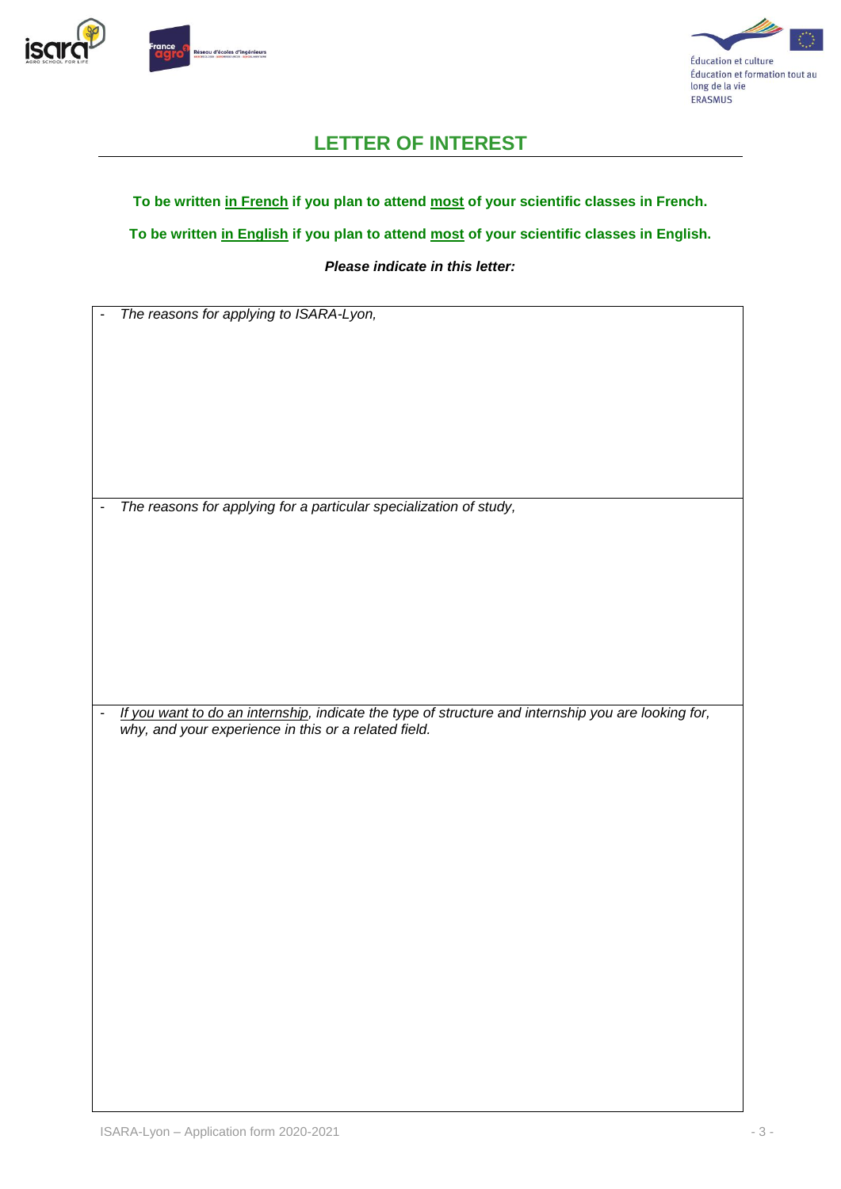## LETTER OF INTEREST

**To be written <u>in French</u> if you plan to attend <u>most</u> of your scientific classes in French.**

**To be written <u>in English</u> if you plan to attend <u>most</u> of your scientific classes in English.**

***Please indicate in this letter:***

- *The reasons for applying to ISARA-Lyon,*

- *The reasons for applying for a particular specialization of study,*

- *<u>If you want to do an internship</u>, indicate the type of structure and internship you are looking for, why, and your experience in this or a related field.*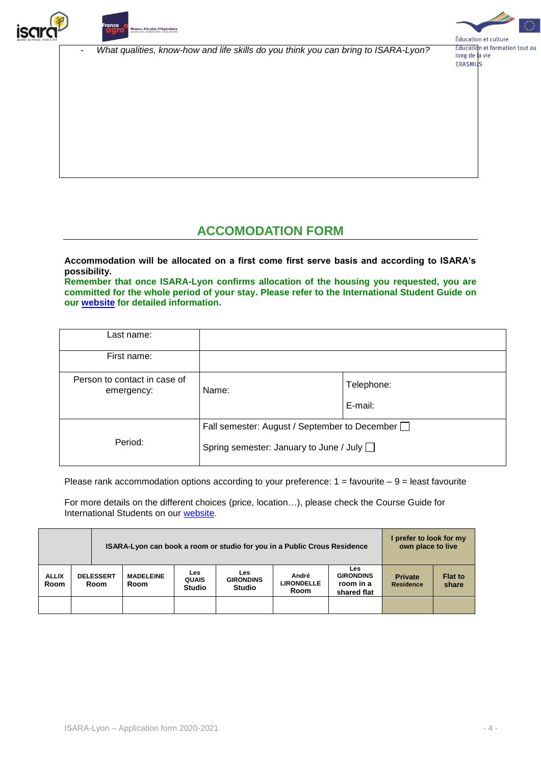- *What qualities, know-how and life skills do you think you can bring to ISARA-Lyon?*

## ACCOMODATION FORM

**Accommodation will be allocated on a first come first serve basis and according to ISARA's possibility.**

**Remember that once ISARA-Lyon confirms allocation of the housing you requested, you are committed for the whole period of your stay. Please refer to the International Student Guide on our [website](website) for detailed information.**

| | | |
|---|---|---|
| Last name: | | |
| First name: | | |
| Person to contact in case of emergency: | Name: | Telephone:<br>E-mail: |
| Period: | Fall semester: August / September to December ☐<br>Spring semester: January to June / July ☐ | |

Please rank accommodation options according to your preference: 1 = favourite – 9 = least favourite

For more details on the different choices (price, location…), please check the Course Guide for International Students on our [website](website).

| | ISARA-Lyon can book a room or studio for you in a Public Crous Residence | | | | | | I prefer to look for my own place to live | |
|---|---|---|---|---|---|---|---|---|
| **ALLIX Room** | **DELESSERT Room** | **MADELEINE Room** | **Les QUAIS Studio** | **Les GIRONDINS Studio** | **André LIRONDELLE Room** | **Les GIRONDINS room in a shared flat** | **Private Residence** | **Flat to share** |
| | | | | | | | | |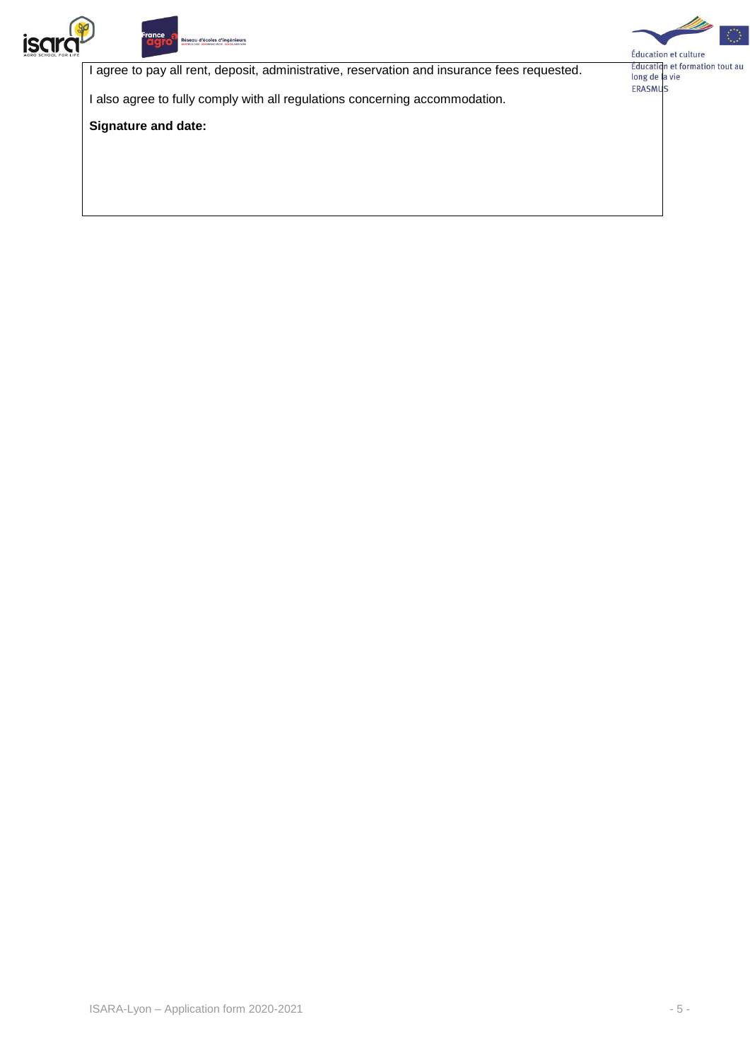I agree to pay all rent, deposit, administrative, reservation and insurance fees requested.

I also agree to fully comply with all regulations concerning accommodation.

**Signature and date:**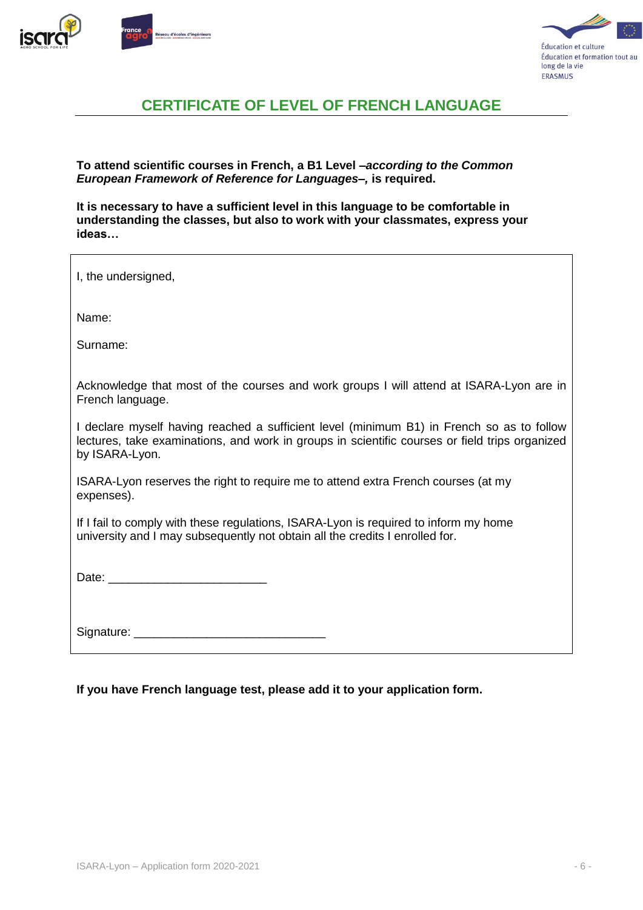## CERTIFICATE OF LEVEL OF FRENCH LANGUAGE

**To attend scientific courses in French, a B1 Level –*according to the Common European Framework of Reference for Languages*–, is required.**

**It is necessary to have a sufficient level in this language to be comfortable in understanding the classes, but also to work with your classmates, express your ideas…**

I, the undersigned,

Name:

Surname:

Acknowledge that most of the courses and work groups I will attend at ISARA-Lyon are in French language.

I declare myself having reached a sufficient level (minimum B1) in French so as to follow lectures, take examinations, and work in groups in scientific courses or field trips organized by ISARA-Lyon.

ISARA-Lyon reserves the right to require me to attend extra French courses (at my expenses).

If I fail to comply with these regulations, ISARA-Lyon is required to inform my home university and I may subsequently not obtain all the credits I enrolled for.

Date: ________________________

Signature: _____________________________

**If you have French language test, please add it to your application form.**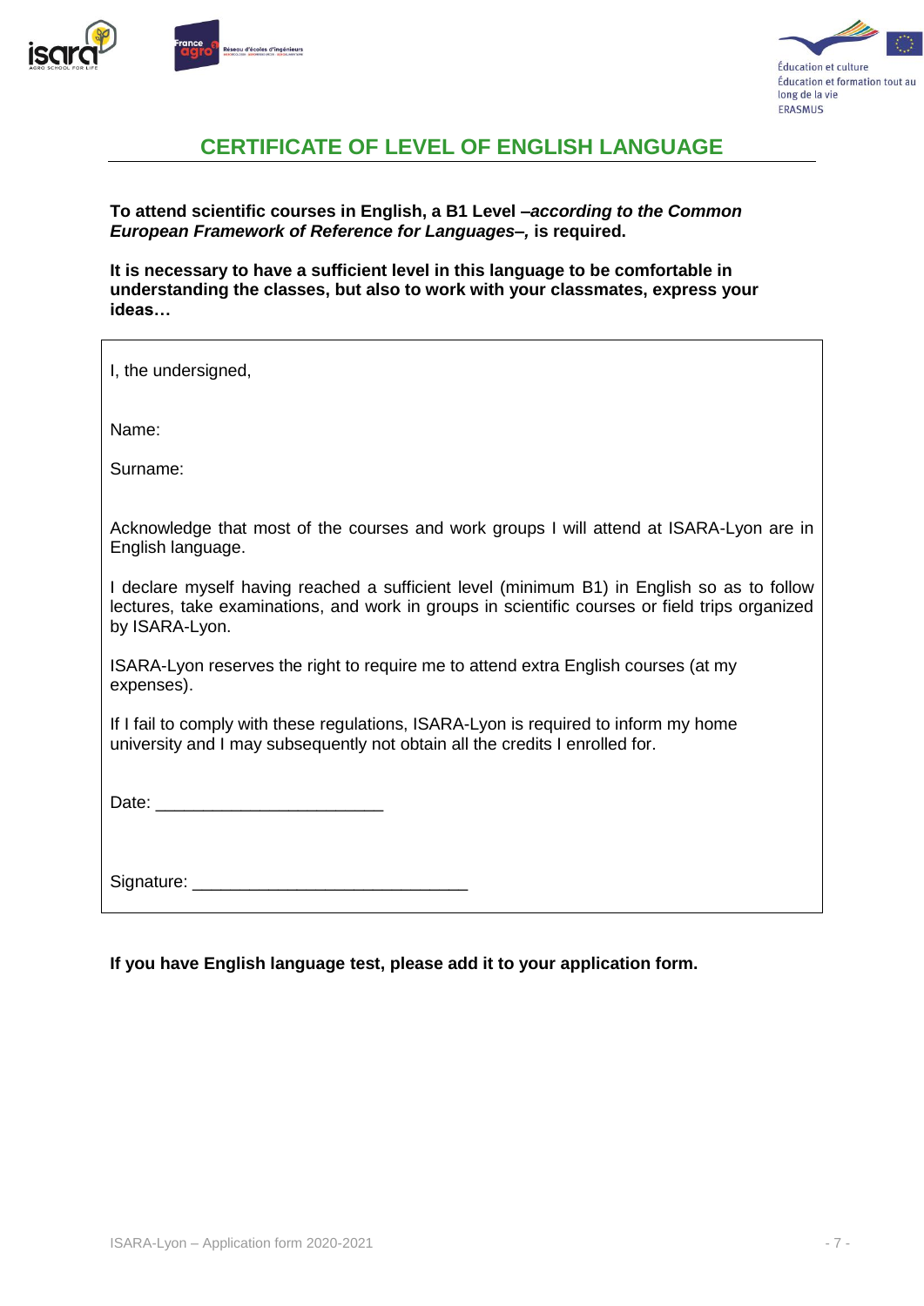# CERTIFICATE OF LEVEL OF ENGLISH LANGUAGE

**To attend scientific courses in English, a B1 Level –*according to the Common European Framework of Reference for Languages*–, is required.**

**It is necessary to have a sufficient level in this language to be comfortable in understanding the classes, but also to work with your classmates, express your ideas…**

I, the undersigned,

Name:

Surname:

Acknowledge that most of the courses and work groups I will attend at ISARA-Lyon are in English language.

I declare myself having reached a sufficient level (minimum B1) in English so as to follow lectures, take examinations, and work in groups in scientific courses or field trips organized by ISARA-Lyon.

ISARA-Lyon reserves the right to require me to attend extra English courses (at my expenses).

If I fail to comply with these regulations, ISARA-Lyon is required to inform my home university and I may subsequently not obtain all the credits I enrolled for.

Date: ________________________

Signature: ____________________________

**If you have English language test, please add it to your application form.**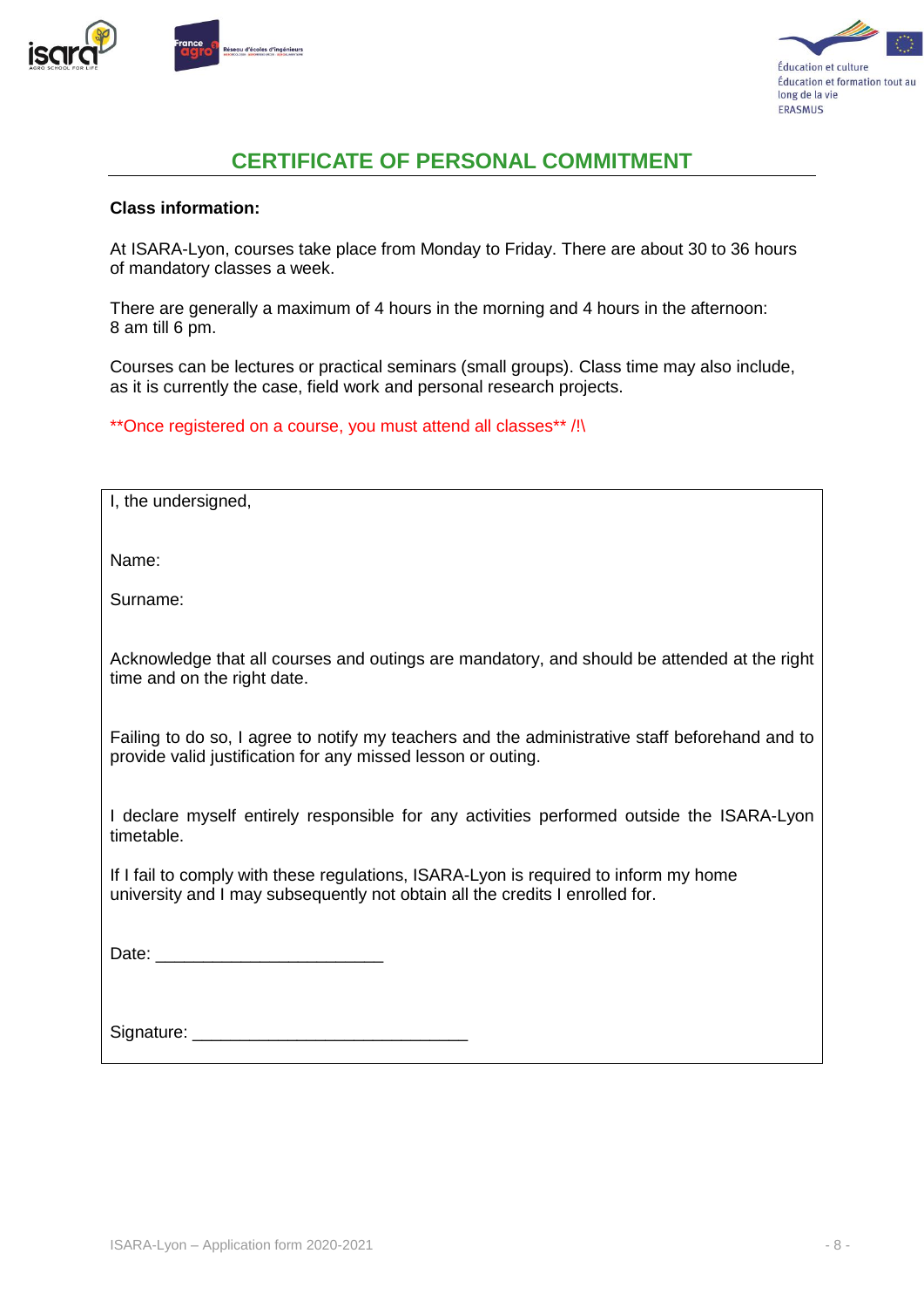## CERTIFICATE OF PERSONAL COMMITMENT

**Class information:**

At ISARA-Lyon, courses take place from Monday to Friday. There are about 30 to 36 hours of mandatory classes a week.

There are generally a maximum of 4 hours in the morning and 4 hours in the afternoon: 8 am till 6 pm.

Courses can be lectures or practical seminars (small groups). Class time may also include, as it is currently the case, field work and personal research projects.

**Once registered on a course, you must attend all classes** /!\

I, the undersigned,

Name:

Surname:

Acknowledge that all courses and outings are mandatory, and should be attended at the right time and on the right date.

Failing to do so, I agree to notify my teachers and the administrative staff beforehand and to provide valid justification for any missed lesson or outing.

I declare myself entirely responsible for any activities performed outside the ISARA-Lyon timetable.

If I fail to comply with these regulations, ISARA-Lyon is required to inform my home university and I may subsequently not obtain all the credits I enrolled for.

Date: ________________________

Signature: _____________________________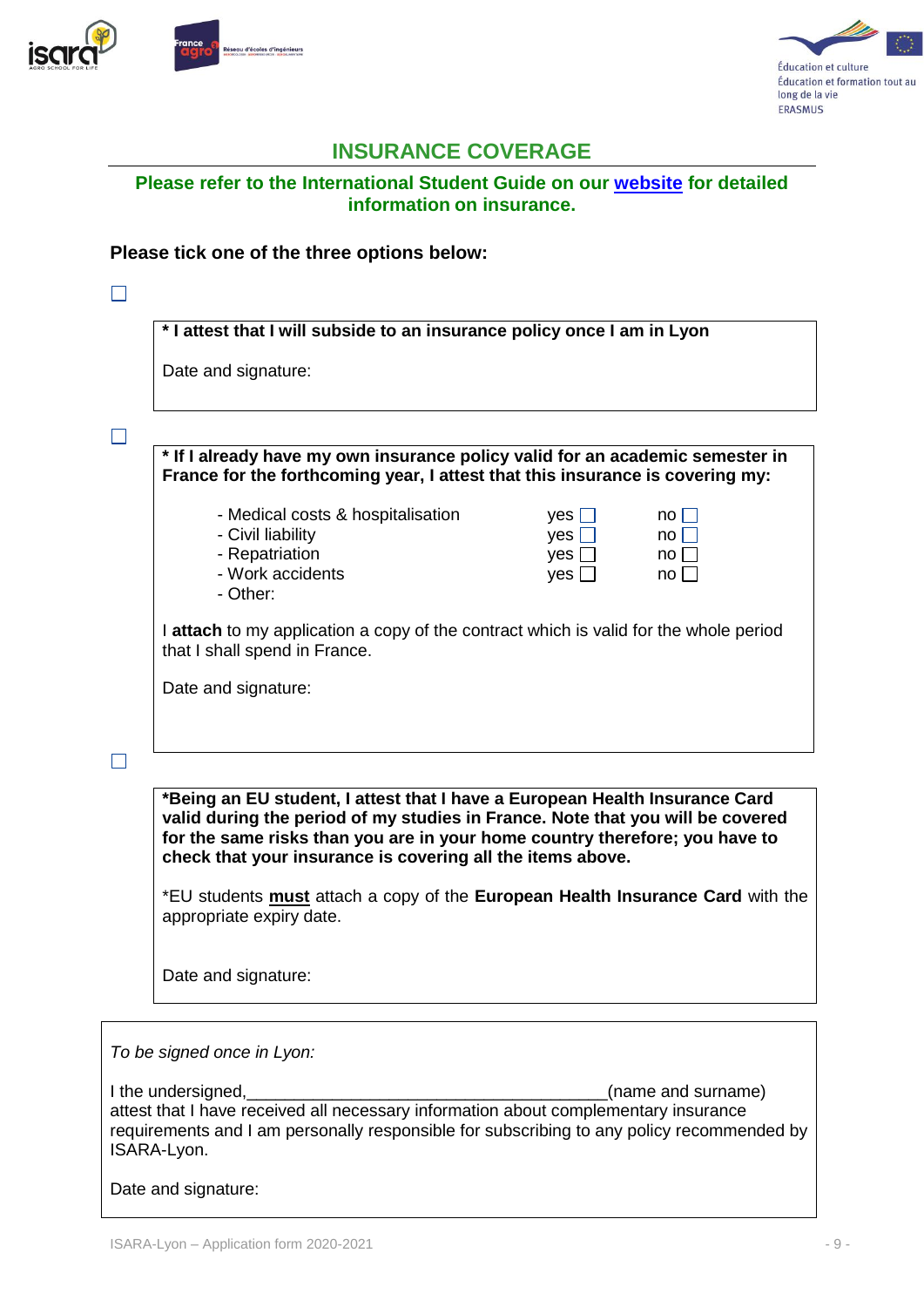# INSURANCE COVERAGE

**Please refer to the International Student Guide on our [website](#) for detailed information on insurance.**

**Please tick one of the three options below:**

☐

**\* I attest that I will subside to an insurance policy once I am in Lyon**

Date and signature:

☐

**\* If I already have my own insurance policy valid for an academic semester in France for the forthcoming year, I attest that this insurance is covering my:**

| | | |
|---|---|---|
| - Medical costs & hospitalisation | yes ☐ | no ☐ |
| - Civil liability | yes ☐ | no ☐ |
| - Repatriation | yes ☐ | no ☐ |
| - Work accidents | yes ☐ | no ☐ |
| - Other: | | |

I **attach** to my application a copy of the contract which is valid for the whole period that I shall spend in France.

Date and signature:

☐

**\*Being an EU student, I attest that I have a European Health Insurance Card valid during the period of my studies in France. Note that you will be covered for the same risks than you are in your home country therefore; you have to check that your insurance is covering all the items above.**

\*EU students **<u>must</u>** attach a copy of the **European Health Insurance Card** with the appropriate expiry date.

Date and signature:

*To be signed once in Lyon:*

I the undersigned,_______________________________________(name and surname) attest that I have received all necessary information about complementary insurance requirements and I am personally responsible for subscribing to any policy recommended by ISARA-Lyon.

Date and signature: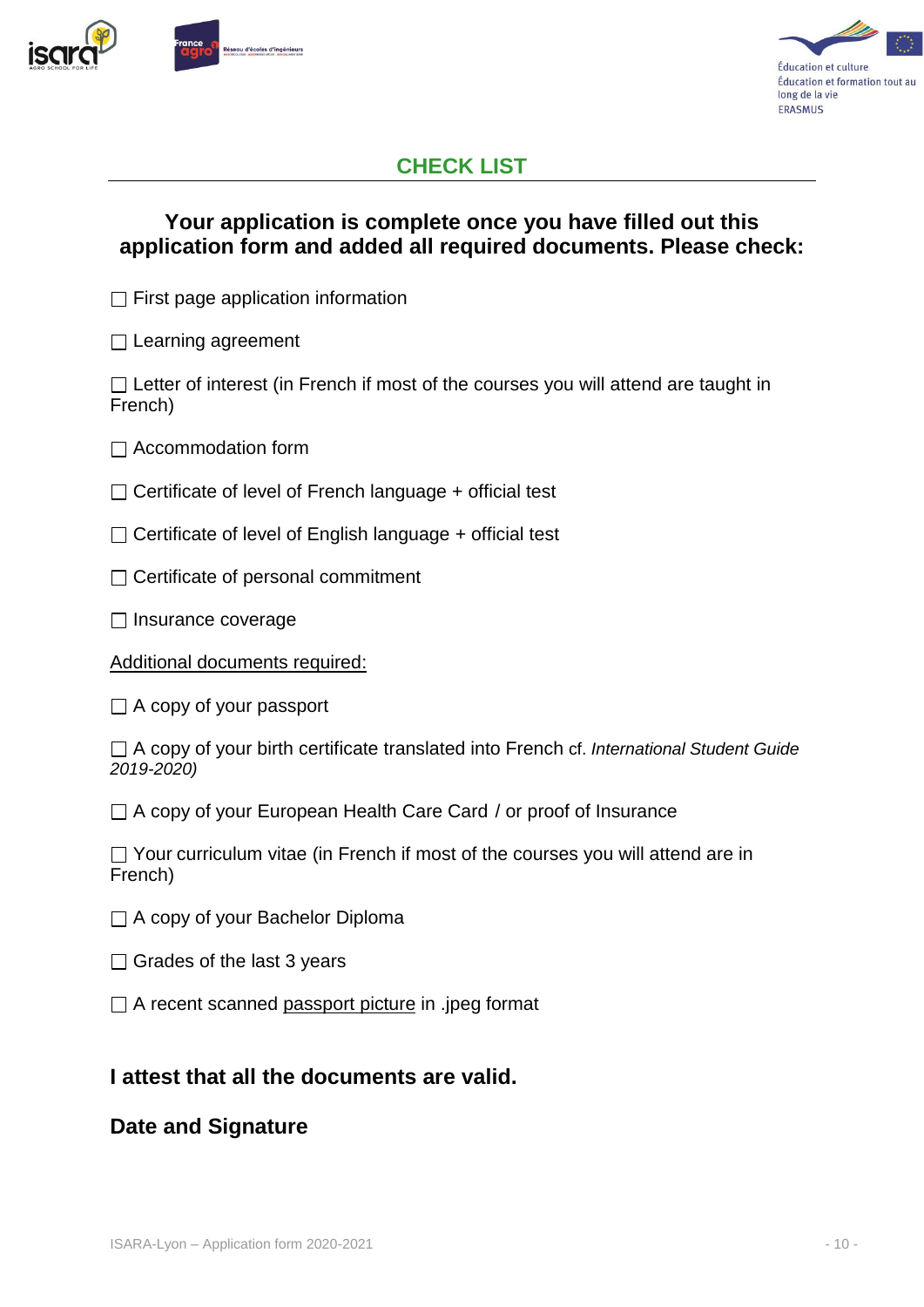## CHECK LIST

### Your application is complete once you have filled out this application form and added all required documents. Please check:

- ☐ First page application information
- ☐ Learning agreement
- ☐ Letter of interest (in French if most of the courses you will attend are taught in French)
- ☐ Accommodation form
- ☐ Certificate of level of French language + official test
- ☐ Certificate of level of English language + official test
- ☐ Certificate of personal commitment
- ☐ Insurance coverage

<u>Additional documents required:</u>

- ☐ A copy of your passport
- ☐ A copy of your birth certificate translated into French cf. *International Student Guide 2019-2020)*
- ☐ A copy of your European Health Care Card / or proof of Insurance
- ☐ Your curriculum vitae (in French if most of the courses you will attend are in French)
- ☐ A copy of your Bachelor Diploma
- ☐ Grades of the last 3 years
- ☐ A recent scanned <u>passport picture</u> in .jpeg format

**I attest that all the documents are valid.**

**Date and Signature**